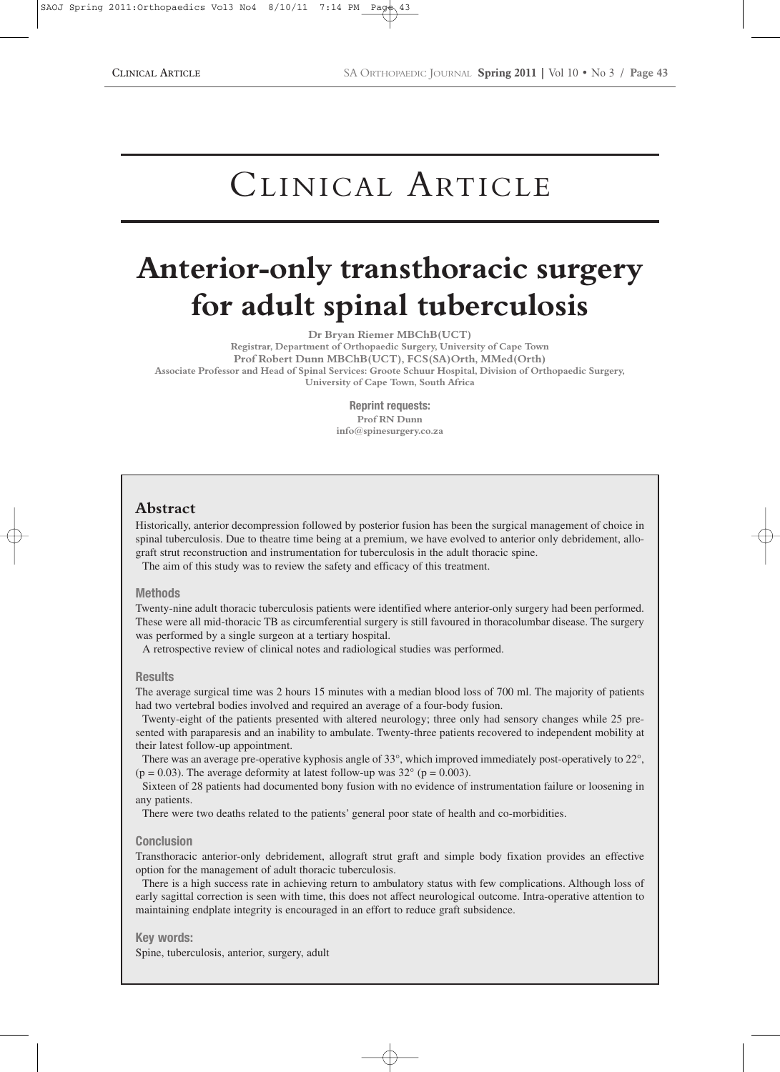# Clinical Article

# Anterior-only transthoracic surgery for adult spinal tuberculosis

**Dr Bryan Riemer MBChB(UCT)**
Registrar, Department of Orthopaedic Surgery, University of Cape Town
**Prof Robert Dunn MBChB(UCT), FCS(SA)Orth, MMed(Orth)**
Associate Professor and Head of Spinal Services: Groote Schuur Hospital, Division of Orthopaedic Surgery, University of Cape Town, South Africa

**Reprint requests:**
Prof RN Dunn
info@spinesurgery.co.za

## Abstract

Historically, anterior decompression followed by posterior fusion has been the surgical management of choice in spinal tuberculosis. Due to theatre time being at a premium, we have evolved to anterior only debridement, allograft strut reconstruction and instrumentation for tuberculosis in the adult thoracic spine.

The aim of this study was to review the safety and efficacy of this treatment.

### Methods

Twenty-nine adult thoracic tuberculosis patients were identified where anterior-only surgery had been performed. These were all mid-thoracic TB as circumferential surgery is still favoured in thoracolumbar disease. The surgery was performed by a single surgeon at a tertiary hospital.

A retrospective review of clinical notes and radiological studies was performed.

### Results

The average surgical time was 2 hours 15 minutes with a median blood loss of 700 ml. The majority of patients had two vertebral bodies involved and required an average of a four-body fusion.

Twenty-eight of the patients presented with altered neurology; three only had sensory changes while 25 presented with paraparesis and an inability to ambulate. Twenty-three patients recovered to independent mobility at their latest follow-up appointment.

There was an average pre-operative kyphosis angle of 33°, which improved immediately post-operatively to 22°, ($p = 0.03$). The average deformity at latest follow-up was 32° ($p = 0.003$).

Sixteen of 28 patients had documented bony fusion with no evidence of instrumentation failure or loosening in any patients.

There were two deaths related to the patients' general poor state of health and co-morbidities.

### Conclusion

Transthoracic anterior-only debridement, allograft strut graft and simple body fixation provides an effective option for the management of adult thoracic tuberculosis.

There is a high success rate in achieving return to ambulatory status with few complications. Although loss of early sagittal correction is seen with time, this does not affect neurological outcome. Intra-operative attention to maintaining endplate integrity is encouraged in an effort to reduce graft subsidence.

### Key words:

Spine, tuberculosis, anterior, surgery, adult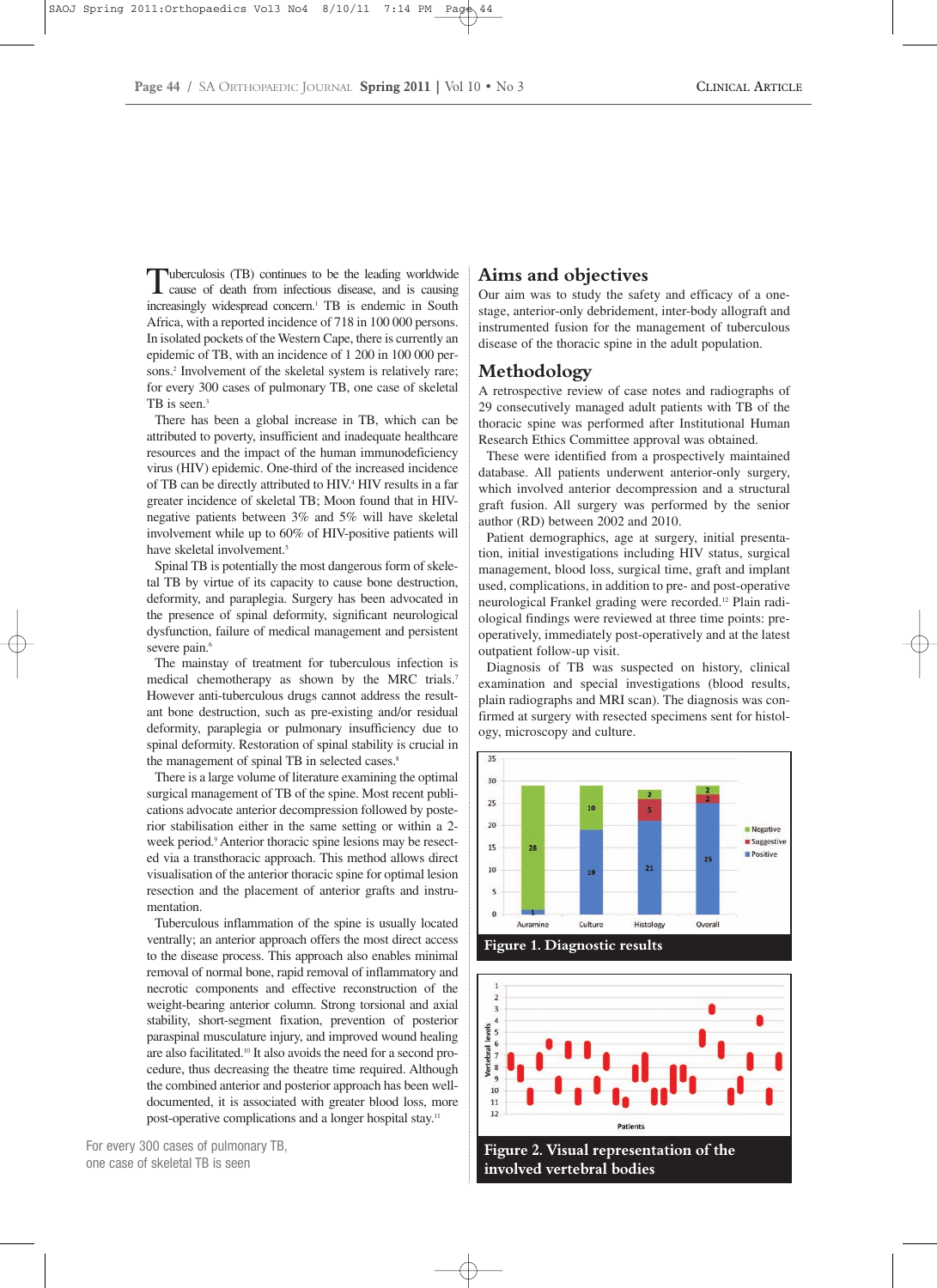Tuberculosis (TB) continues to be the leading worldwide cause of death from infectious disease, and is causing increasingly widespread concern.[1] TB is endemic in South Africa, with a reported incidence of 718 in 100 000 persons. In isolated pockets of the Western Cape, there is currently an epidemic of TB, with an incidence of 1 200 in 100 000 persons.[2] Involvement of the skeletal system is relatively rare; for every 300 cases of pulmonary TB, one case of skeletal TB is seen.[3]

There has been a global increase in TB, which can be attributed to poverty, insufficient and inadequate healthcare resources and the impact of the human immunodeficiency virus (HIV) epidemic. One-third of the increased incidence of TB can be directly attributed to HIV.[4] HIV results in a far greater incidence of skeletal TB; Moon found that in HIV-negative patients between 3% and 5% will have skeletal involvement while up to 60% of HIV-positive patients will have skeletal involvement.[5]

Spinal TB is potentially the most dangerous form of skeletal TB by virtue of its capacity to cause bone destruction, deformity, and paraplegia. Surgery has been advocated in the presence of spinal deformity, significant neurological dysfunction, failure of medical management and persistent severe pain.[6]

The mainstay of treatment for tuberculous infection is medical chemotherapy as shown by the MRC trials.[7] However anti-tuberculous drugs cannot address the resultant bone destruction, such as pre-existing and/or residual deformity, paraplegia or pulmonary insufficiency due to spinal deformity. Restoration of spinal stability is crucial in the management of spinal TB in selected cases.[8]

There is a large volume of literature examining the optimal surgical management of TB of the spine. Most recent publications advocate anterior decompression followed by posterior stabilisation either in the same setting or within a 2-week period.[9] Anterior thoracic spine lesions may be resected via a transthoracic approach. This method allows direct visualisation of the anterior thoracic spine for optimal lesion resection and the placement of anterior grafts and instrumentation.

Tuberculous inflammation of the spine is usually located ventrally; an anterior approach offers the most direct access to the disease process. This approach also enables minimal removal of normal bone, rapid removal of inflammatory and necrotic components and effective reconstruction of the weight-bearing anterior column. Strong torsional and axial stability, short-segment fixation, prevention of posterior paraspinal musculature injury, and improved wound healing are also facilitated.[10] It also avoids the need for a second procedure, thus decreasing the theatre time required. Although the combined anterior and posterior approach has been well-documented, it is associated with greater blood loss, more post-operative complications and a longer hospital stay.[11]

For every 300 cases of pulmonary TB, one case of skeletal TB is seen

## Aims and objectives

Our aim was to study the safety and efficacy of a one-stage, anterior-only debridement, inter-body allograft and instrumented fusion for the management of tuberculous disease of the thoracic spine in the adult population.

## Methodology

A retrospective review of case notes and radiographs of 29 consecutively managed adult patients with TB of the thoracic spine was performed after Institutional Human Research Ethics Committee approval was obtained.

These were identified from a prospectively maintained database. All patients underwent anterior-only surgery, which involved anterior decompression and a structural graft fusion. All surgery was performed by the senior author (RD) between 2002 and 2010.

Patient demographics, age at surgery, initial presentation, initial investigations including HIV status, surgical management, blood loss, surgical time, graft and implant used, complications, in addition to pre- and post-operative neurological Frankel grading were recorded.[12] Plain radiological findings were reviewed at three time points: pre-operatively, immediately post-operatively and at the latest outpatient follow-up visit.

Diagnosis of TB was suspected on history, clinical examination and special investigations (blood results, plain radiographs and MRI scan). The diagnosis was confirmed at surgery with resected specimens sent for histology, microscopy and culture.

| | Auramine | Culture | Histology | Overall |
|---|---|---|---|---|
| Positive | 1 | 19 | 21 | 25 |
| Suggestive | | | 5 | 2 |
| Negative | 28 | 10 | 2 | 2 |

**Figure 1. Diagnostic results**

**Figure 2. Visual representation of the involved vertebral bodies**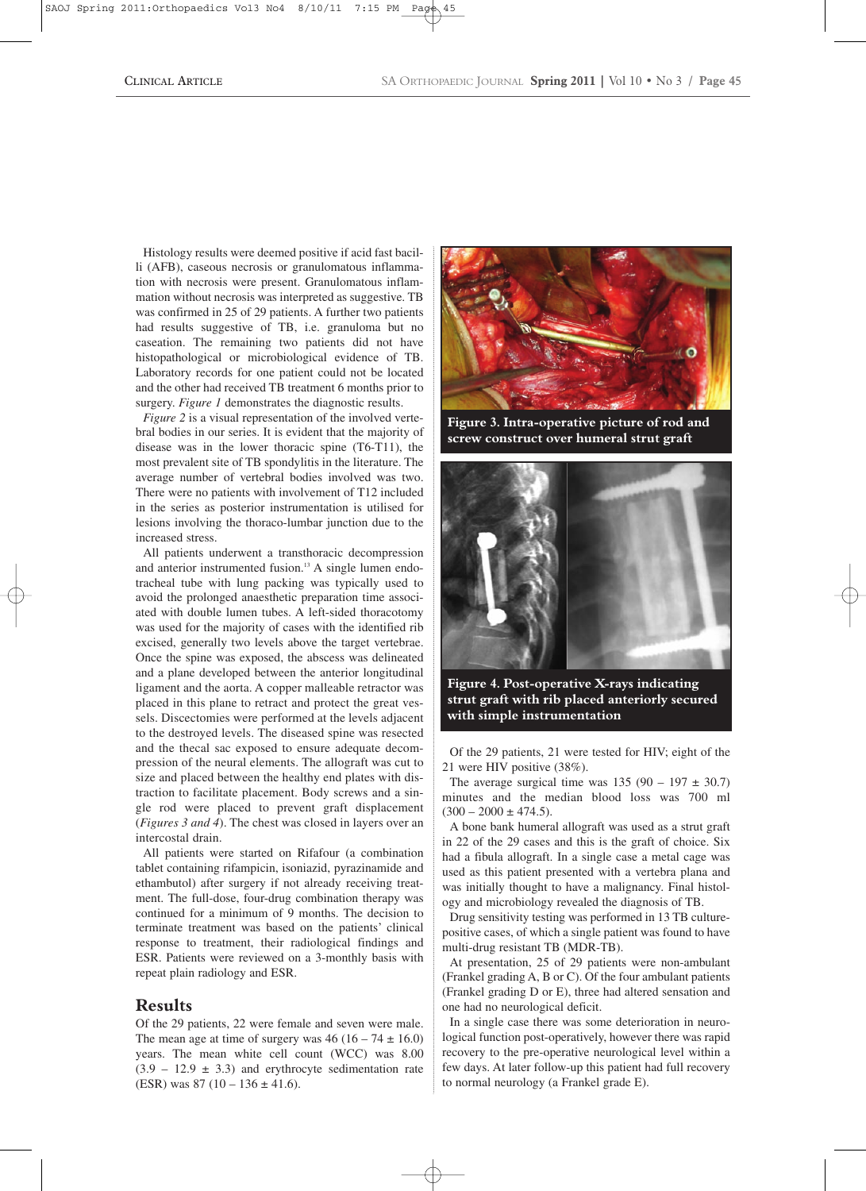Histology results were deemed positive if acid fast bacilli (AFB), caseous necrosis or granulomatous inflammation with necrosis were present. Granulomatous inflammation without necrosis was interpreted as suggestive. TB was confirmed in 25 of 29 patients. A further two patients had results suggestive of TB, i.e. granuloma but no caseation. The remaining two patients did not have histopathological or microbiological evidence of TB. Laboratory records for one patient could not be located and the other had received TB treatment 6 months prior to surgery. *Figure 1* demonstrates the diagnostic results.

*Figure 2* is a visual representation of the involved vertebral bodies in our series. It is evident that the majority of disease was in the lower thoracic spine (T6-T11), the most prevalent site of TB spondylitis in the literature. The average number of vertebral bodies involved was two. There were no patients with involvement of T12 included in the series as posterior instrumentation is utilised for lesions involving the thoraco-lumbar junction due to the increased stress.

All patients underwent a transthoracic decompression and anterior instrumented fusion.[13] A single lumen endotracheal tube with lung packing was typically used to avoid the prolonged anaesthetic preparation time associated with double lumen tubes. A left-sided thoracotomy was used for the majority of cases with the identified rib excised, generally two levels above the target vertebrae. Once the spine was exposed, the abscess was delineated and a plane developed between the anterior longitudinal ligament and the aorta. A copper malleable retractor was placed in this plane to retract and protect the great vessels. Discectomies were performed at the levels adjacent to the destroyed levels. The diseased spine was resected and the thecal sac exposed to ensure adequate decompression of the neural elements. The allograft was cut to size and placed between the healthy end plates with distraction to facilitate placement. Body screws and a single rod were placed to prevent graft displacement (*Figures 3 and 4*). The chest was closed in layers over an intercostal drain.

All patients were started on Rifafour (a combination tablet containing rifampicin, isoniazid, pyrazinamide and ethambutol) after surgery if not already receiving treatment. The full-dose, four-drug combination therapy was continued for a minimum of 9 months. The decision to terminate treatment was based on the patients' clinical response to treatment, their radiological findings and ESR. Patients were reviewed on a 3-monthly basis with repeat plain radiology and ESR.

## Results

Of the 29 patients, 22 were female and seven were male. The mean age at time of surgery was 46 (16 – 74 ± 16.0) years. The mean white cell count (WCC) was 8.00 (3.9 – 12.9 ± 3.3) and erythrocyte sedimentation rate (ESR) was 87 (10 – 136 ± 41.6).

**Figure 3. Intra-operative picture of rod and screw construct over humeral strut graft**

**Figure 4. Post-operative X-rays indicating strut graft with rib placed anteriorly secured with simple instrumentation**

Of the 29 patients, 21 were tested for HIV; eight of the 21 were HIV positive (38%).

The average surgical time was 135 (90 – 197 ± 30.7) minutes and the median blood loss was 700 ml (300 – 2000 ± 474.5).

A bone bank humeral allograft was used as a strut graft in 22 of the 29 cases and this is the graft of choice. Six had a fibula allograft. In a single case a metal cage was used as this patient presented with a vertebra plana and was initially thought to have a malignancy. Final histology and microbiology revealed the diagnosis of TB.

Drug sensitivity testing was performed in 13 TB culture-positive cases, of which a single patient was found to have multi-drug resistant TB (MDR-TB).

At presentation, 25 of 29 patients were non-ambulant (Frankel grading A, B or C). Of the four ambulant patients (Frankel grading D or E), three had altered sensation and one had no neurological deficit.

In a single case there was some deterioration in neurological function post-operatively, however there was rapid recovery to the pre-operative neurological level within a few days. At later follow-up this patient had full recovery to normal neurology (a Frankel grade E).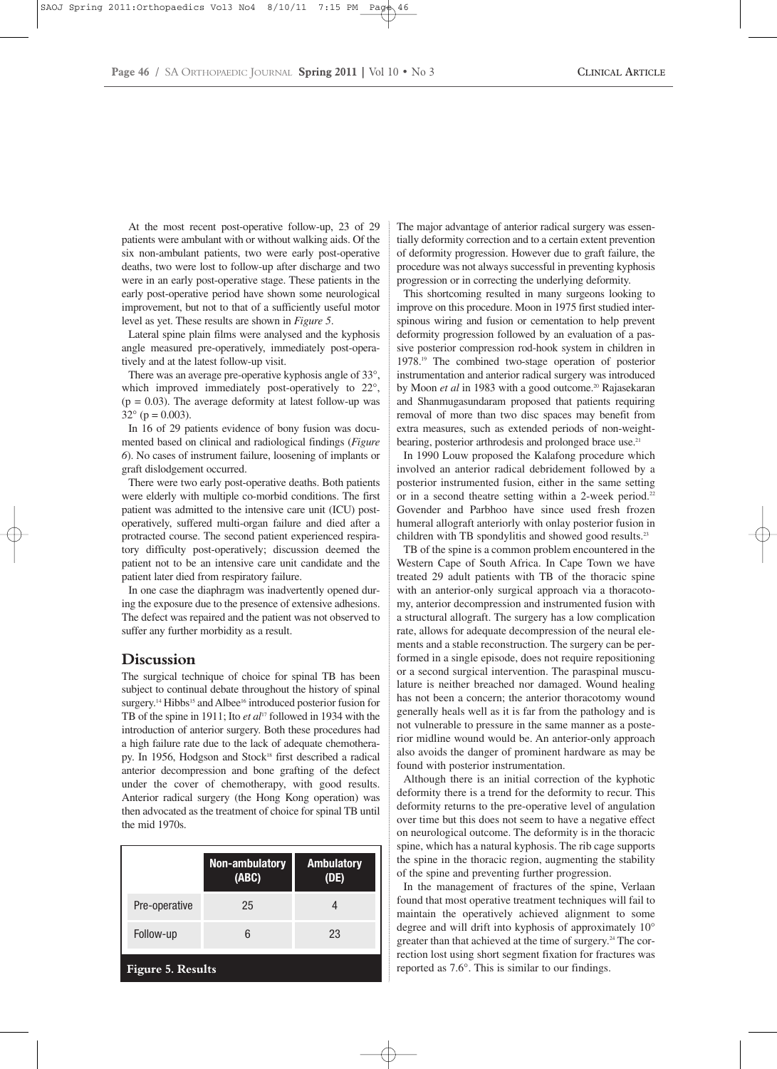At the most recent post-operative follow-up, 23 of 29 patients were ambulant with or without walking aids. Of the six non-ambulant patients, two were early post-operative deaths, two were lost to follow-up after discharge and two were in an early post-operative stage. These patients in the early post-operative period have shown some neurological improvement, but not to that of a sufficiently useful motor level as yet. These results are shown in *Figure 5*.

Lateral spine plain films were analysed and the kyphosis angle measured pre-operatively, immediately post-operatively and at the latest follow-up visit.

There was an average pre-operative kyphosis angle of 33°, which improved immediately post-operatively to 22°, ($p = 0.03$). The average deformity at latest follow-up was 32° ($p = 0.003$).

In 16 of 29 patients evidence of bony fusion was documented based on clinical and radiological findings (*Figure 6*). No cases of instrument failure, loosening of implants or graft dislodgement occurred.

There were two early post-operative deaths. Both patients were elderly with multiple co-morbid conditions. The first patient was admitted to the intensive care unit (ICU) post-operatively, suffered multi-organ failure and died after a protracted course. The second patient experienced respiratory difficulty post-operatively; discussion deemed the patient not to be an intensive care unit candidate and the patient later died from respiratory failure.

In one case the diaphragm was inadvertently opened during the exposure due to the presence of extensive adhesions. The defect was repaired and the patient was not observed to suffer any further morbidity as a result.

## Discussion

The surgical technique of choice for spinal TB has been subject to continual debate throughout the history of spinal surgery.[14] Hibbs[15] and Albee[16] introduced posterior fusion for TB of the spine in 1911; Ito *et al*[17] followed in 1934 with the introduction of anterior surgery. Both these procedures had a high failure rate due to the lack of adequate chemotherapy. In 1956, Hodgson and Stock[18] first described a radical anterior decompression and bone grafting of the defect under the cover of chemotherapy, with good results. Anterior radical surgery (the Hong Kong operation) was then advocated as the treatment of choice for spinal TB until the mid 1970s.

| | Non-ambulatory (ABC) | Ambulatory (DE) |
|---|---|---|
| Pre-operative | 25 | 4 |
| Follow-up | 6 | 23 |

**Figure 5. Results**

The major advantage of anterior radical surgery was essentially deformity correction and to a certain extent prevention of deformity progression. However due to graft failure, the procedure was not always successful in preventing kyphosis progression or in correcting the underlying deformity.

This shortcoming resulted in many surgeons looking to improve on this procedure. Moon in 1975 first studied interspinous wiring and fusion or cementation to help prevent deformity progression followed by an evaluation of a passive posterior compression rod-hook system in children in 1978.[19] The combined two-stage operation of posterior instrumentation and anterior radical surgery was introduced by Moon *et al* in 1983 with a good outcome.[20] Rajasekaran and Shanmugasundaram proposed that patients requiring removal of more than two disc spaces may benefit from extra measures, such as extended periods of non-weight-bearing, posterior arthrodesis and prolonged brace use.[21]

In 1990 Louw proposed the Kalafong procedure which involved an anterior radical debridement followed by a posterior instrumented fusion, either in the same setting or in a second theatre setting within a 2-week period.[22] Govender and Parbhoo have since used fresh frozen humeral allograft anteriorly with onlay posterior fusion in children with TB spondylitis and showed good results.[23]

TB of the spine is a common problem encountered in the Western Cape of South Africa. In Cape Town we have treated 29 adult patients with TB of the thoracic spine with an anterior-only surgical approach via a thoracotomy, anterior decompression and instrumented fusion with a structural allograft. The surgery has a low complication rate, allows for adequate decompression of the neural elements and a stable reconstruction. The surgery can be performed in a single episode, does not require repositioning or a second surgical intervention. The paraspinal musculature is neither breached nor damaged. Wound healing has not been a concern; the anterior thoracotomy wound generally heals well as it is far from the pathology and is not vulnerable to pressure in the same manner as a posterior midline wound would be. An anterior-only approach also avoids the danger of prominent hardware as may be found with posterior instrumentation.

Although there is an initial correction of the kyphotic deformity there is a trend for the deformity to recur. This deformity returns to the pre-operative level of angulation over time but this does not seem to have a negative effect on neurological outcome. The deformity is in the thoracic spine, which has a natural kyphosis. The rib cage supports the spine in the thoracic region, augmenting the stability of the spine and preventing further progression.

In the management of fractures of the spine, Verlaan found that most operative treatment techniques will fail to maintain the operatively achieved alignment to some degree and will drift into kyphosis of approximately 10° greater than that achieved at the time of surgery.[24] The correction lost using short segment fixation for fractures was reported as 7.6°. This is similar to our findings.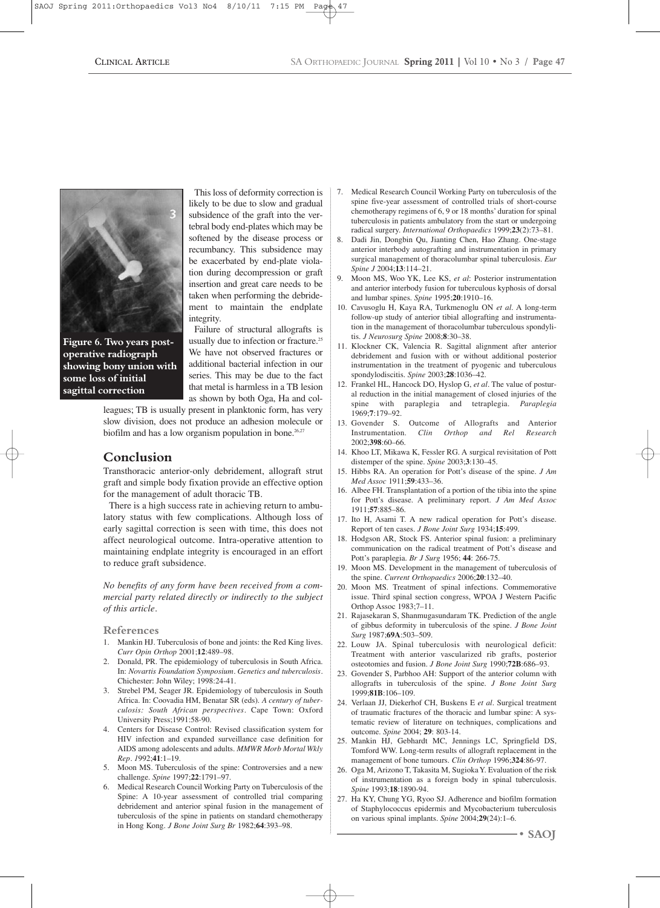Figure 6. Two years post-operative radiograph showing bony union with some loss of initial sagittal correction

This loss of deformity correction is likely to be due to slow and gradual subsidence of the graft into the vertebral body end-plates which may be softened by the disease process or recumbancy. This subsidence may be exacerbated by end-plate violation during decompression or graft insertion and great care needs to be taken when performing the debridement to maintain the endplate integrity.

Failure of structural allografts is usually due to infection or fracture.[25] We have not observed fractures or additional bacterial infection in our series. This may be due to the fact that metal is harmless in a TB lesion as shown by both Oga, Ha and colleagues; TB is usually present in planktonic form, has very slow division, does not produce an adhesion molecule or biofilm and has a low organism population in bone.[26,27]

## Conclusion

Transthoracic anterior-only debridement, allograft strut graft and simple body fixation provide an effective option for the management of adult thoracic TB.

There is a high success rate in achieving return to ambulatory status with few complications. Although loss of early sagittal correction is seen with time, this does not affect neurological outcome. Intra-operative attention to maintaining endplate integrity is encouraged in an effort to reduce graft subsidence.

*No benefits of any form have been received from a commercial party related directly or indirectly to the subject of this article.*

### References

1. Mankin HJ. Tuberculosis of bone and joints: the Red King lives. *Curr Opin Orthop* 2001;**12**:489–98.
2. Donald, PR. The epidemiology of tuberculosis in South Africa. In: *Novartis Foundation Symposium. Genetics and tuberculosis*. Chichester: John Wiley; 1998:24-41.
3. Strebel PM, Seager JR. Epidemiology of tuberculosis in South Africa. In: Coovadia HM, Benatar SR (eds). *A century of tuberculosis: South African perspectives*. Cape Town: Oxford University Press;1991:58-90.
4. Centers for Disease Control: Revised classification system for HIV infection and expanded surveillance case definition for AIDS among adolescents and adults. *MMWR Morb Mortal Wkly Rep. 1*992;**41**:1–19.
5. Moon MS. Tuberculosis of the spine: Controversies and a new challenge. *Spine* 1997;**22**:1791–97.
6. Medical Research Council Working Party on Tuberculosis of the Spine: A 10-year assessment of controlled trial comparing debridement and anterior spinal fusion in the management of tuberculosis of the spine in patients on standard chemotherapy in Hong Kong. *J Bone Joint Surg Br* 1982;**64**:393–98.
7. Medical Research Council Working Party on tuberculosis of the spine five-year assessment of controlled trials of short-course chemotherapy regimens of 6, 9 or 18 months' duration for spinal tuberculosis in patients ambulatory from the start or undergoing radical surgery. *International Orthopaedics* 1999;**23**(2):73–81.
8. Dadi Jin, Dongbin Qu, Jianting Chen, Hao Zhang. One-stage anterior interbody autografting and instrumentation in primary surgical management of thoracolumbar spinal tuberculosis. *Eur Spine J* 2004;**13**:114–21.
9. Moon MS, Woo YK, Lee KS, *et al*: Posterior instrumentation and anterior interbody fusion for tuberculous kyphosis of dorsal and lumbar spines. *Spine* 1995;**20**:1910–16.
10. Cavusoglu H, Kaya RA, Turkmenoglu ON *et al*. A long-term follow-up study of anterior tibial allografting and instrumentation in the management of thoracolumbar tuberculous spondylitis. *J Neurosurg Spine* 2008;**8**:30–38.
11. Klockner CK, Valencia R. Sagittal alignment after anterior debridement and fusion with or without additional posterior instrumentation in the treatment of pyogenic and tuberculous spondylodiscitis. *Spine* 2003;**28**:1036–42.
12. Frankel HL, Hancock DO, Hyslop G, *et al*. The value of postural reduction in the initial management of closed injuries of the spine with paraplegia and tetraplegia. *Paraplegia* 1969;**7**:179–92.
13. Govender S. Outcome of Allografts and Anterior Instrumentation. *Clin Orthop and Rel Research* 2002;**398**:60–66.
14. Khoo LT, Mikawa K, Fessler RG. A surgical revisitation of Pott distemper of the spine. *Spine* 2003;**3**:130–45.
15. Hibbs RA. An operation for Pott's disease of the spine. *J Am Med Assoc* 1911;**59**:433–36.
16. Albee FH. Transplantation of a portion of the tibia into the spine for Pott's disease. A preliminary report. *J Am Med Assoc* 1911;**57**:885–86.
17. Ito H, Asami T. A new radical operation for Pott's disease. Report of ten cases. *J Bone Joint Surg* 1934;**15**:499.
18. Hodgson AR, Stock FS. Anterior spinal fusion: a preliminary communication on the radical treatment of Pott's disease and Pott's paraplegia. *Br J Surg* 1956; **44**: 266-75.
19. Moon MS. Development in the management of tuberculosis of the spine. *Current Orthopaedics* 2006;**20**:132–40.
20. Moon MS. Treatment of spinal infections. Commemorative issue. Third spinal section congress, WPOA J Western Pacific Orthop Assoc 1983;7–11.
21. Rajasekaran S, Shanmugasundaram TK. Prediction of the angle of gibbus deformity in tuberculosis of the spine. *J Bone Joint Surg* 1987;**69A**:503–509.
22. Louw JA. Spinal tuberculosis with neurological deficit: Treatment with anterior vascularized rib grafts, posterior osteotomies and fusion. *J Bone Joint Surg* 1990;**72B**:686–93.
23. Govender S, Parbhoo AH: Support of the anterior column with allografts in tuberculosis of the spine. *J Bone Joint Surg* 1999;**81B**:106–109.
24. Verlaan JJ, Diekerhof CH, Buskens E *et al*. Surgical treatment of traumatic fractures of the thoracic and lumbar spine: A systematic review of literature on techniques, complications and outcome. *Spine* 2004; **29**: 803-14.
25. Mankin HJ, Gebhardt MC, Jennings LC, Springfield DS, Tomford WW. Long-term results of allograft replacement in the management of bone tumours. *Clin Orthop* 1996;**324**:86-97.
26. Oga M, Arizono T, Takasita M, Sugioka Y. Evaluation of the risk of instrumentation as a foreign body in spinal tuberculosis. *Spine* 1993;**18**:1890-94.
27. Ha KY, Chung YG, Ryoo SJ. Adherence and biofilm formation of Staphylococcus epidermis and Mycobacterium tuberculosis on various spinal implants. *Spine* 2004;**29**(24):1–6.